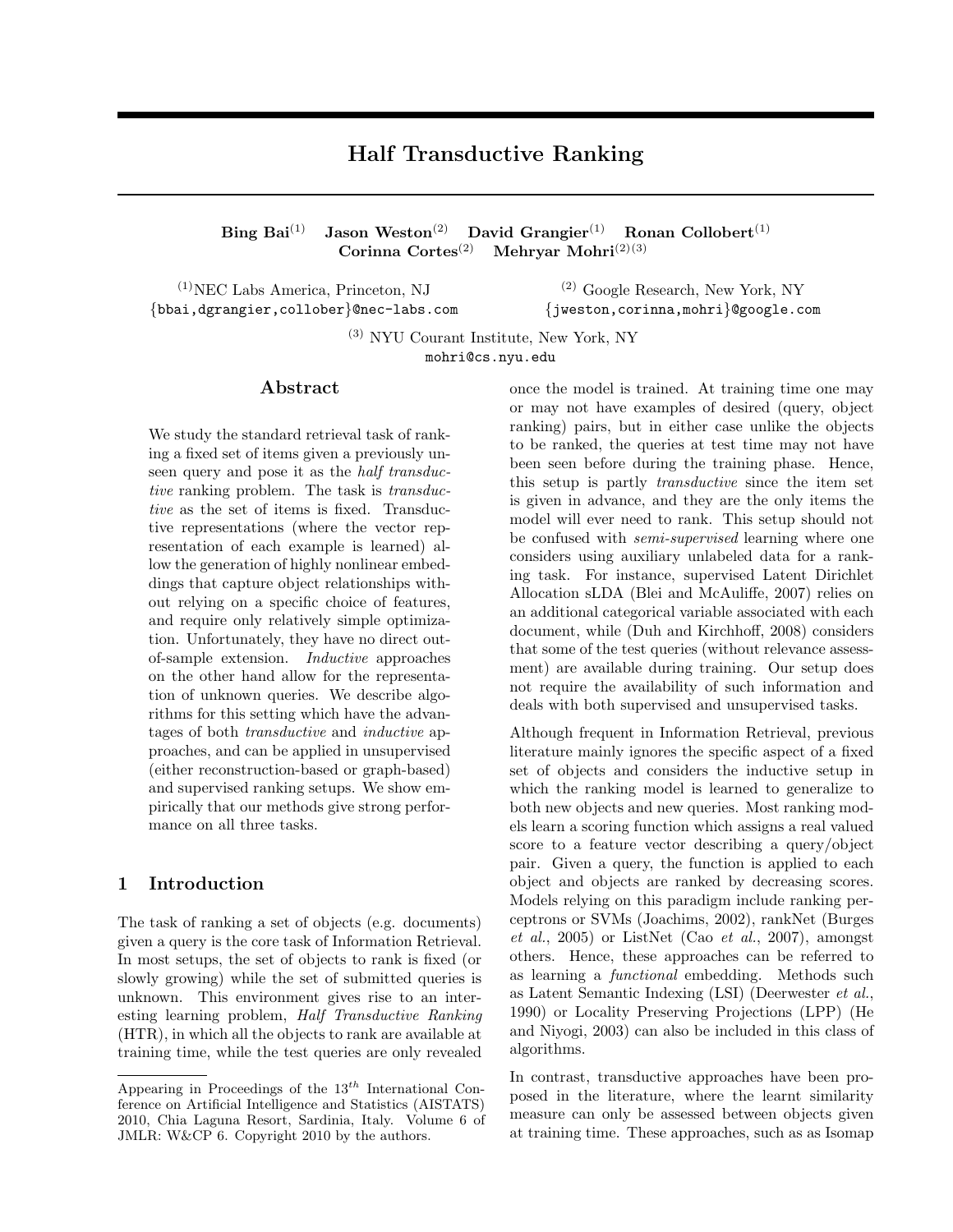# Half Transductive Ranking

**Bing Bai**[(1)] **Jason Weston**[(2)] **David Grangier**[(1)] **Ronan Collobert**[(1)]
**Corinna Cortes**[(2)] **Mehryar Mohri**[(2)(3)]

[(1)]NEC Labs America, Princeton, NJ
{bbai,dgrangier,collober}@nec-labs.com

[(2)] Google Research, New York, NY
{jweston,corinna,mohri}@google.com

[(3)] NYU Courant Institute, New York, NY
mohri@cs.nyu.edu

## Abstract

We study the standard retrieval task of ranking a fixed set of items given a previously unseen query and pose it as the *half transductive* ranking problem. The task is *transductive* as the set of items is fixed. Transductive representations (where the vector representation of each example is learned) allow the generation of highly nonlinear embeddings that capture object relationships without relying on a specific choice of features, and require only relatively simple optimization. Unfortunately, they have no direct out-of-sample extension. *Inductive* approaches on the other hand allow for the representation of unknown queries. We describe algorithms for this setting which have the advantages of both *transductive* and *inductive* approaches, and can be applied in unsupervised (either reconstruction-based or graph-based) and supervised ranking setups. We show empirically that our methods give strong performance on all three tasks.

## 1 Introduction

The task of ranking a set of objects (e.g. documents) given a query is the core task of Information Retrieval. In most setups, the set of objects to rank is fixed (or slowly growing) while the set of submitted queries is unknown. This environment gives rise to an interesting learning problem, *Half Transductive Ranking* (HTR), in which all the objects to rank are available at training time, while the test queries are only revealed once the model is trained. At training time one may or may not have examples of desired (query, object ranking) pairs, but in either case unlike the objects to be ranked, the queries at test time may not have been seen before during the training phase. Hence, this setup is partly *transductive* since the item set is given in advance, and they are the only items the model will ever need to rank. This setup should not be confused with *semi-supervised* learning where one considers using auxiliary unlabeled data for a ranking task. For instance, supervised Latent Dirichlet Allocation sLDA (Blei and McAuliffe, 2007) relies on an additional categorical variable associated with each document, while (Duh and Kirchhoff, 2008) considers that some of the test queries (without relevance assessment) are available during training. Our setup does not require the availability of such information and deals with both supervised and unsupervised tasks.

Although frequent in Information Retrieval, previous literature mainly ignores the specific aspect of a fixed set of objects and considers the inductive setup in which the ranking model is learned to generalize to both new objects and new queries. Most ranking models learn a scoring function which assigns a real valued score to a feature vector describing a query/object pair. Given a query, the function is applied to each object and objects are ranked by decreasing scores. Models relying on this paradigm include ranking perceptrons or SVMs (Joachims, 2002), rankNet (Burges *et al.*, 2005) or ListNet (Cao *et al.*, 2007), amongst others. Hence, these approaches can be referred to as learning a *functional* embedding. Methods such as Latent Semantic Indexing (LSI) (Deerwester *et al.*, 1990) or Locality Preserving Projections (LPP) (He and Niyogi, 2003) can also be included in this class of algorithms.

In contrast, transductive approaches have been proposed in the literature, where the learnt similarity measure can only be assessed between objects given at training time. These approaches, such as as Isomap

Appearing in Proceedings of the 13[th] International Conference on Artificial Intelligence and Statistics (AISTATS) 2010, Chia Laguna Resort, Sardinia, Italy. Volume 6 of JMLR: W&CP 6. Copyright 2010 by the authors.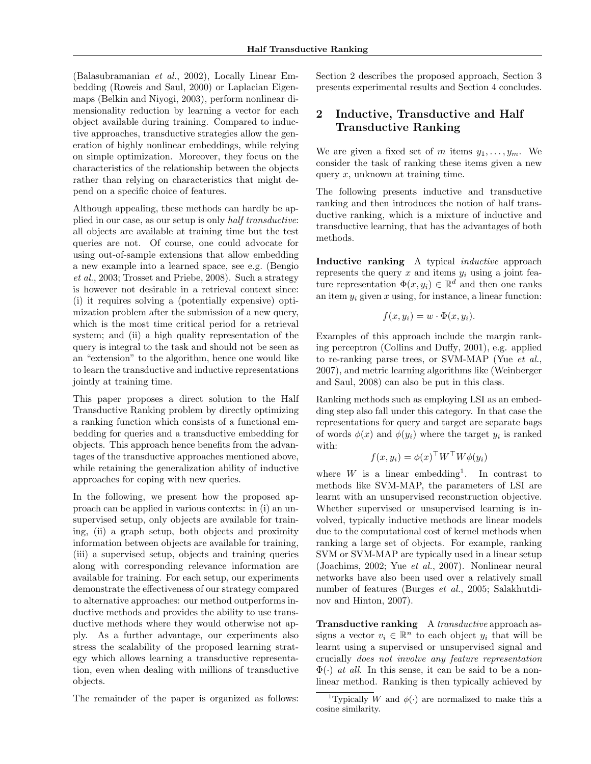(Balasubramanian *et al.*, 2002), Locally Linear Embedding (Roweis and Saul, 2000) or Laplacian Eigenmaps (Belkin and Niyogi, 2003), perform nonlinear dimensionality reduction by learning a vector for each object available during training. Compared to inductive approaches, transductive strategies allow the generation of highly nonlinear embeddings, while relying on simple optimization. Moreover, they focus on the characteristics of the relationship between the objects rather than relying on characteristics that might depend on a specific choice of features.

Although appealing, these methods can hardly be applied in our case, as our setup is only *half transductive*: all objects are available at training time but the test queries are not. Of course, one could advocate for using out-of-sample extensions that allow embedding a new example into a learned space, see e.g. (Bengio *et al.*, 2003; Trosset and Priebe, 2008). Such a strategy is however not desirable in a retrieval context since: (i) it requires solving a (potentially expensive) optimization problem after the submission of a new query, which is the most time critical period for a retrieval system; and (ii) a high quality representation of the query is integral to the task and should not be seen as an "extension" to the algorithm, hence one would like to learn the transductive and inductive representations jointly at training time.

This paper proposes a direct solution to the Half Transductive Ranking problem by directly optimizing a ranking function which consists of a functional embedding for queries and a transductive embedding for objects. This approach hence benefits from the advantages of the transductive approaches mentioned above, while retaining the generalization ability of inductive approaches for coping with new queries.

In the following, we present how the proposed approach can be applied in various contexts: in (i) an unsupervised setup, only objects are available for training, (ii) a graph setup, both objects and proximity information between objects are available for training, (iii) a supervised setup, objects and training queries along with corresponding relevance information are available for training. For each setup, our experiments demonstrate the effectiveness of our strategy compared to alternative approaches: our method outperforms inductive methods and provides the ability to use transductive methods where they would otherwise not apply. As a further advantage, our experiments also stress the scalability of the proposed learning strategy which allows learning a transductive representation, even when dealing with millions of transductive objects.

The remainder of the paper is organized as follows: Section 2 describes the proposed approach, Section 3 presents experimental results and Section 4 concludes.

## 2 Inductive, Transductive and Half Transductive Ranking

We are given a fixed set of $m$ items $y_1, \ldots, y_m$. We consider the task of ranking these items given a new query $x$, unknown at training time.

The following presents inductive and transductive ranking and then introduces the notion of half transductive ranking, which is a mixture of inductive and transductive learning, that has the advantages of both methods.

**Inductive ranking** A typical *inductive* approach represents the query $x$ and items $y_i$ using a joint feature representation $\Phi(x, y_i) \in \mathbb{R}^d$ and then one ranks an item $y_i$ given $x$ using, for instance, a linear function:

$$f(x, y_i) = w \cdot \Phi(x, y_i).$$

Examples of this approach include the margin ranking perceptron (Collins and Duffy, 2001), e.g. applied to re-ranking parse trees, or SVM-MAP (Yue *et al.*, 2007), and metric learning algorithms like (Weinberger and Saul, 2008) can also be put in this class.

Ranking methods such as employing LSI as an embedding step also fall under this category. In that case the representations for query and target are separate bags of words $\phi(x)$ and $\phi(y_i)$ where the target $y_i$ is ranked with:

$$f(x, y_i) = \phi(x)^\top W^\top W \phi(y_i)$$

where $W$ is a linear embedding[1]. In contrast to methods like SVM-MAP, the parameters of LSI are learnt with an unsupervised reconstruction objective. Whether supervised or unsupervised learning is involved, typically inductive methods are linear models due to the computational cost of kernel methods when ranking a large set of objects. For example, ranking SVM or SVM-MAP are typically used in a linear setup (Joachims, 2002; Yue *et al.*, 2007). Nonlinear neural networks have also been used over a relatively small number of features (Burges *et al.*, 2005; Salakhutdinov and Hinton, 2007).

**Transductive ranking** A *transductive* approach assigns a vector $v_i \in \mathbb{R}^n$ to each object $y_i$ that will be learnt using a supervised or unsupervised signal and crucially *does not involve any feature representation* $\Phi(\cdot)$ *at all*. In this sense, it can be said to be a nonlinear method. Ranking is then typically achieved by

[1] Typically $W$ and $\phi(\cdot)$ are normalized to make this a cosine similarity.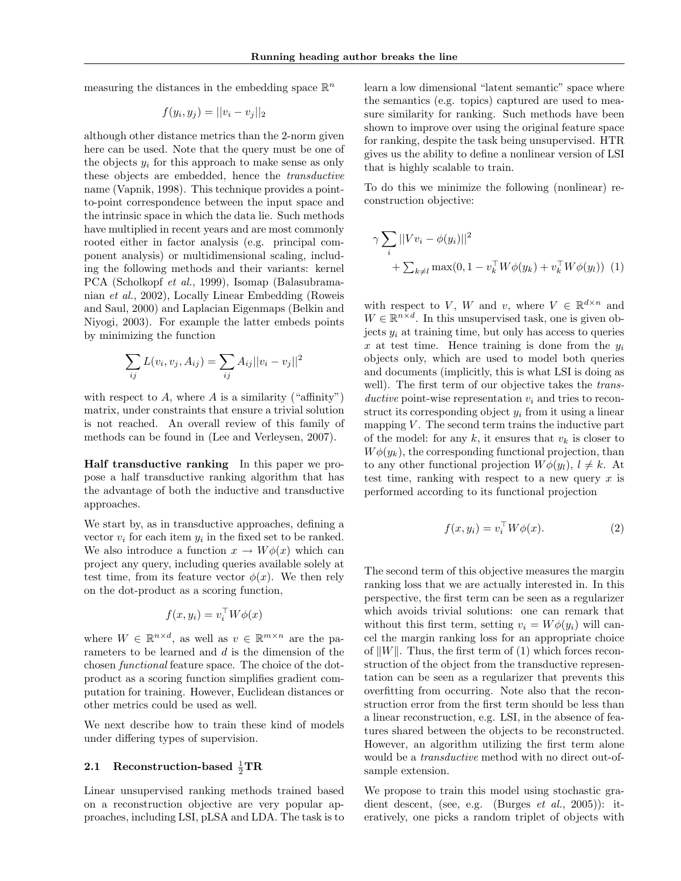measuring the distances in the embedding space $\mathbb{R}^n$

$$f(y_i, y_j) = ||v_i - v_j||_2$$

although other distance metrics than the 2-norm given here can be used. Note that the query must be one of the objects $y_i$ for this approach to make sense as only these objects are embedded, hence the *transductive* name (Vapnik, 1998). This technique provides a point-to-point correspondence between the input space and the intrinsic space in which the data lie. Such methods have multiplied in recent years and are most commonly rooted either in factor analysis (e.g. principal component analysis) or multidimensional scaling, including the following methods and their variants: kernel PCA (Scholkopf *et al.*, 1999), Isomap (Balasubramanian *et al.*, 2002), Locally Linear Embedding (Roweis and Saul, 2000) and Laplacian Eigenmaps (Belkin and Niyogi, 2003). For example the latter embeds points by minimizing the function

$$\sum_{ij} L(v_i, v_j, A_{ij}) = \sum_{ij} A_{ij} ||v_i - v_j||^2$$

with respect to $A$, where $A$ is a similarity ("affinity") matrix, under constraints that ensure a trivial solution is not reached. An overall review of this family of methods can be found in (Lee and Verleysen, 2007).

**Half transductive ranking** In this paper we propose a half transductive ranking algorithm that has the advantage of both the inductive and transductive approaches.

We start by, as in transductive approaches, defining a vector $v_i$ for each item $y_i$ in the fixed set to be ranked. We also introduce a function $x \to W\phi(x)$ which can project any query, including queries available solely at test time, from its feature vector $\phi(x)$. We then rely on the dot-product as a scoring function,

$$f(x, y_i) = v_i^\top W \phi(x)$$

where $W \in \mathbb{R}^{n \times d}$, as well as $v \in \mathbb{R}^{m \times n}$ are the parameters to be learned and $d$ is the dimension of the chosen *functional* feature space. The choice of the dot-product as a scoring function simplifies gradient computation for training. However, Euclidean distances or other metrics could be used as well.

We next describe how to train these kind of models under differing types of supervision.

### 2.1 Reconstruction-based $\frac{1}{2}$TR

Linear unsupervised ranking methods trained based on a reconstruction objective are very popular approaches, including LSI, pLSA and LDA. The task is to learn a low dimensional "latent semantic" space where the semantics (e.g. topics) captured are used to measure similarity for ranking. Such methods have been shown to improve over using the original feature space for ranking, despite the task being unsupervised. HTR gives us the ability to define a nonlinear version of LSI that is highly scalable to train.

To do this we minimize the following (nonlinear) reconstruction objective:

$$\gamma \sum_i ||V v_i - \phi(y_i)||^2 + \sum_{k \neq l} \max(0, 1 - v_k^\top W \phi(y_k) + v_k^\top W \phi(y_l)) \quad (1)$$

with respect to $V$, $W$ and $v$, where $V \in \mathbb{R}^{d \times n}$ and $W \in \mathbb{R}^{n \times d}$. In this unsupervised task, one is given objects $y_i$ at training time, but only has access to queries $x$ at test time. Hence training is done from the $y_i$ objects only, which are used to model both queries and documents (implicitly, this is what LSI is doing as well). The first term of our objective takes the *transductive* point-wise representation $v_i$ and tries to reconstruct its corresponding object $y_i$ from it using a linear mapping $V$. The second term trains the inductive part of the model: for any $k$, it ensures that $v_k$ is closer to $W\phi(y_k)$, the corresponding functional projection, than to any other functional projection $W\phi(y_l)$, $l \neq k$. At test time, ranking with respect to a new query $x$ is performed according to its functional projection

$$f(x, y_i) = v_i^\top W \phi(x). \quad (2)$$

The second term of this objective measures the margin ranking loss that we are actually interested in. In this perspective, the first term can be seen as a regularizer which avoids trivial solutions: one can remark that without this first term, setting $v_i = W\phi(y_i)$ will cancel the margin ranking loss for an appropriate choice of $\|W\|$. Thus, the first term of (1) which forces reconstruction of the object from the transductive representation can be seen as a regularizer that prevents this overfitting from occurring. Note also that the reconstruction error from the first term should be less than a linear reconstruction, e.g. LSI, in the absence of features shared between the objects to be reconstructed. However, an algorithm utilizing the first term alone would be a *transductive* method with no direct out-of-sample extension.

We propose to train this model using stochastic gradient descent, (see, e.g. (Burges *et al.*, 2005)): iteratively, one picks a random triplet of objects with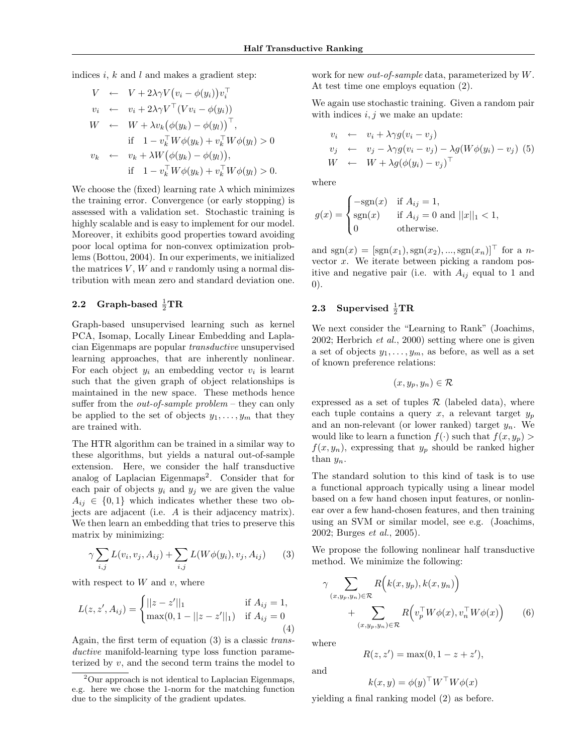indices $i$, $k$ and $l$ and makes a gradient step:

$$
\begin{aligned}
V &\leftarrow V + 2\lambda\gamma V\big(v_i - \phi(y_i)\big)v_i^\top \\
v_i &\leftarrow v_i + 2\lambda\gamma V^\top (V v_i - \phi(y_i)) \\
W &\leftarrow W + \lambda v_k\big(\phi(y_k) - \phi(y_l)\big)^\top, \\
&\quad \text{if} \quad 1 - v_k^\top W\phi(y_k) + v_k^\top W\phi(y_l) > 0 \\
v_k &\leftarrow v_k + \lambda W\big(\phi(y_k) - \phi(y_l)\big), \\
&\quad \text{if} \quad 1 - v_k^\top W\phi(y_k) + v_k^\top W\phi(y_l) > 0.
\end{aligned}
$$

We choose the (fixed) learning rate $\lambda$ which minimizes the training error. Convergence (or early stopping) is assessed with a validation set. Stochastic training is highly scalable and is easy to implement for our model. Moreover, it exhibits good properties toward avoiding poor local optima for non-convex optimization problems (Bottou, 2004). In our experiments, we initialized the matrices $V$, $W$ and $v$ randomly using a normal distribution with mean zero and standard deviation one.

### 2.2 Graph-based $\frac{1}{2}$TR

Graph-based unsupervised learning such as kernel PCA, Isomap, Locally Linear Embedding and Laplacian Eigenmaps are popular *transductive* unsupervised learning approaches, that are inherently nonlinear. For each object $y_i$ an embedding vector $v_i$ is learnt such that the given graph of object relationships is maintained in the new space. These methods hence suffer from the *out-of-sample problem* – they can only be applied to the set of objects $y_1, \dots, y_m$ that they are trained with.

The HTR algorithm can be trained in a similar way to these algorithms, but yields a natural out-of-sample extension. Here, we consider the half transductive analog of Laplacian Eigenmaps[2]. Consider that for each pair of objects $y_i$ and $y_j$ we are given the value $A_{ij} \in \{0, 1\}$ which indicates whether these two objects are adjacent (i.e. $A$ is their adjacency matrix). We then learn an embedding that tries to preserve this matrix by minimizing:

$$
\gamma \sum_{i,j} L(v_i, v_j, A_{ij}) + \sum_{i,j} L(W\phi(y_i), v_j, A_{ij}) \tag{3}
$$

with respect to $W$ and $v$, where

$$
L(z, z', A_{ij}) = \begin{cases} ||z - z'||_1 & \text{if } A_{ij} = 1, \\ \max(0, 1 - ||z - z'||_1) & \text{if } A_{ij} = 0 \end{cases} \tag{4}
$$

Again, the first term of equation (3) is a classic *transductive* manifold-learning type loss function parameterized by $v$, and the second term trains the model to work for new *out-of-sample* data, parameterized by $W$. At test time one employs equation (2).

We again use stochastic training. Given a random pair with indices $i, j$ we make an update:

$$
\begin{aligned}
v_i &\leftarrow v_i + \lambda\gamma g(v_i - v_j) \\
v_j &\leftarrow v_j - \lambda\gamma g(v_i - v_j) - \lambda g(W\phi(y_i) - v_j) \\
W &\leftarrow W + \lambda g(\phi(y_i) - v_j)^\top
\end{aligned} \tag{5}
$$

where

$$
g(x) = \begin{cases} -\text{sgn}(x) & \text{if } A_{ij} = 1, \\ \text{sgn}(x) & \text{if } A_{ij} = 0 \text{ and } ||x||_1 < 1, \\ 0 & \text{otherwise.} \end{cases}
$$

and $\text{sgn}(x) = [\text{sgn}(x_1), \text{sgn}(x_2), ..., \text{sgn}(x_n)]^\top$ for a $n$-vector $x$. We iterate between picking a random positive and negative pair (i.e. with $A_{ij}$ equal to 1 and 0).

### 2.3 Supervised $\frac{1}{2}$TR

We next consider the "Learning to Rank" (Joachims, 2002; Herbrich *et al.*, 2000) setting where one is given a set of objects $y_1, \dots, y_m$, as before, as well as a set of known preference relations:

$$
(x, y_p, y_n) \in \mathcal{R}
$$

expressed as a set of tuples $\mathcal{R}$ (labeled data), where each tuple contains a query $x$, a relevant target $y_p$ and an non-relevant (or lower ranked) target $y_n$. We would like to learn a function $f(\cdot)$ such that $f(x, y_p) > f(x, y_n)$, expressing that $y_p$ should be ranked higher than $y_n$.

The standard solution to this kind of task is to use a functional approach typically using a linear model based on a few hand chosen input features, or nonlinear over a few hand-chosen features, and then training using an SVM or similar model, see e.g. (Joachims, 2002; Burges *et al.*, 2005).

We propose the following nonlinear half transductive method. We minimize the following:

$$
\gamma \sum_{(x,y_p,y_n)\in\mathcal{R}} R\Big(k(x, y_p), k(x, y_n)\Big) + \sum_{(x,y_p,y_n)\in\mathcal{R}} R\Big(v_p^\top W\phi(x), v_n^\top W\phi(x)\Big) \tag{6}
$$

where

$$
R(z, z') = \max(0, 1 - z + z'),
$$

and

$$
k(x, y) = \phi(y)^\top W^\top W\phi(x)
$$

yielding a final ranking model (2) as before.

---

[2] Our approach is not identical to Laplacian Eigenmaps, e.g. here we chose the 1-norm for the matching function due to the simplicity of the gradient updates.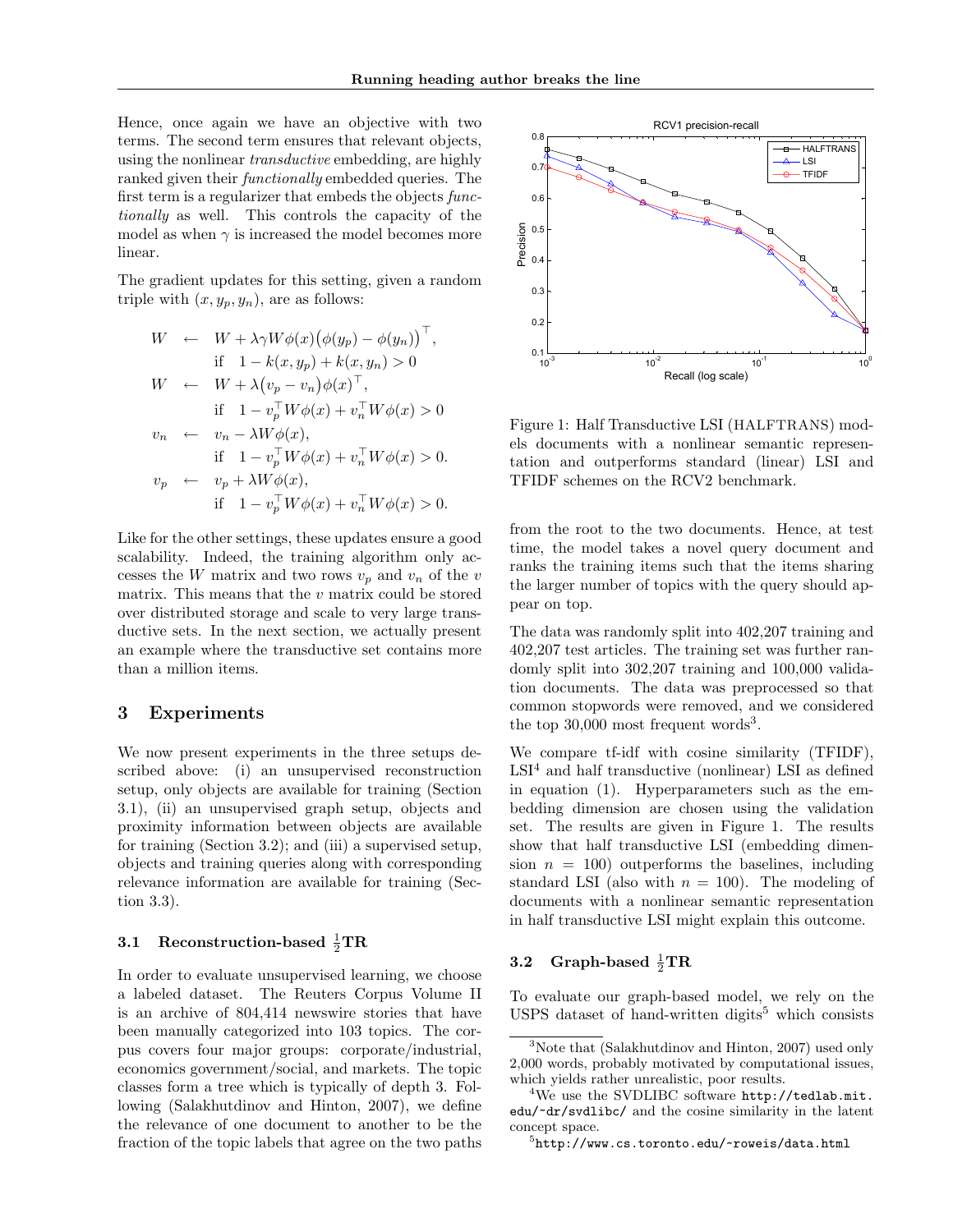Hence, once again we have an objective with two terms. The second term ensures that relevant objects, using the nonlinear *transductive* embedding, are highly ranked given their *functionally* embedded queries. The first term is a regularizer that embeds the objects *functionally* as well. This controls the capacity of the model as when $\gamma$ is increased the model becomes more linear.

The gradient updates for this setting, given a random triple with $(x, y_p, y_n)$, are as follows:

$$
\begin{aligned}
W &\leftarrow W + \lambda \gamma W \phi(x) \big(\phi(y_p) - \phi(y_n)\big)^\top, \\
&\quad \text{if} \quad 1 - k(x, y_p) + k(x, y_n) > 0 \\
W &\leftarrow W + \lambda \big(v_p - v_n\big) \phi(x)^\top, \\
&\quad \text{if} \quad 1 - v_p^\top W \phi(x) + v_n^\top W \phi(x) > 0 \\
v_n &\leftarrow v_n - \lambda W \phi(x), \\
&\quad \text{if} \quad 1 - v_p^\top W \phi(x) + v_n^\top W \phi(x) > 0. \\
v_p &\leftarrow v_p + \lambda W \phi(x), \\
&\quad \text{if} \quad 1 - v_p^\top W \phi(x) + v_n^\top W \phi(x) > 0.
\end{aligned}
$$

Like for the other settings, these updates ensure a good scalability. Indeed, the training algorithm only accesses the $W$ matrix and two rows $v_p$ and $v_n$ of the $v$ matrix. This means that the $v$ matrix could be stored over distributed storage and scale to very large transductive sets. In the next section, we actually present an example where the transductive set contains more than a million items.

# 3 Experiments

We now present experiments in the three setups described above: (i) an unsupervised reconstruction setup, only objects are available for training (Section 3.1), (ii) an unsupervised graph setup, objects and proximity information between objects are available for training (Section 3.2); and (iii) a supervised setup, objects and training queries along with corresponding relevance information are available for training (Section 3.3).

## 3.1 Reconstruction-based $\frac{1}{2}$TR

In order to evaluate unsupervised learning, we choose a labeled dataset. The Reuters Corpus Volume II is an archive of 804,414 newswire stories that have been manually categorized into 103 topics. The corpus covers four major groups: corporate/industrial, economics government/social, and markets. The topic classes form a tree which is typically of depth 3. Following (Salakhutdinov and Hinton, 2007), we define the relevance of one document to another to be the fraction of the topic labels that agree on the two paths from the root to the two documents. Hence, at test time, the model takes a novel query document and ranks the training items such that the items sharing the larger number of topics with the query should appear on top.

The data was randomly split into 402,207 training and 402,207 test articles. The training set was further randomly split into 302,207 training and 100,000 validation documents. The data was preprocessed so that common stopwords were removed, and we considered the top 30,000 most frequent words[3].

We compare tf-idf with cosine similarity (TFIDF), LSI[4] and half transductive (nonlinear) LSI as defined in equation (1). Hyperparameters such as the embedding dimension are chosen using the validation set. The results are given in Figure 1. The results show that half transductive LSI (embedding dimension $n = 100$) outperforms the baselines, including standard LSI (also with $n = 100$). The modeling of documents with a nonlinear semantic representation in half transductive LSI might explain this outcome.

Figure 1: Half Transductive LSI (HALFTRANS) models documents with a nonlinear semantic representation and outperforms standard (linear) LSI and TFIDF schemes on the RCV2 benchmark.

## 3.2 Graph-based $\frac{1}{2}$TR

To evaluate our graph-based model, we rely on the USPS dataset of hand-written digits[5] which consists

---

[3] Note that (Salakhutdinov and Hinton, 2007) used only 2,000 words, probably motivated by computational issues, which yields rather unrealistic, poor results.

[4] We use the SVDLIBC software `http://tedlab.mit.edu/~dr/svdlibc/` and the cosine similarity in the latent concept space.

[5] `http://www.cs.toronto.edu/~roweis/data.html`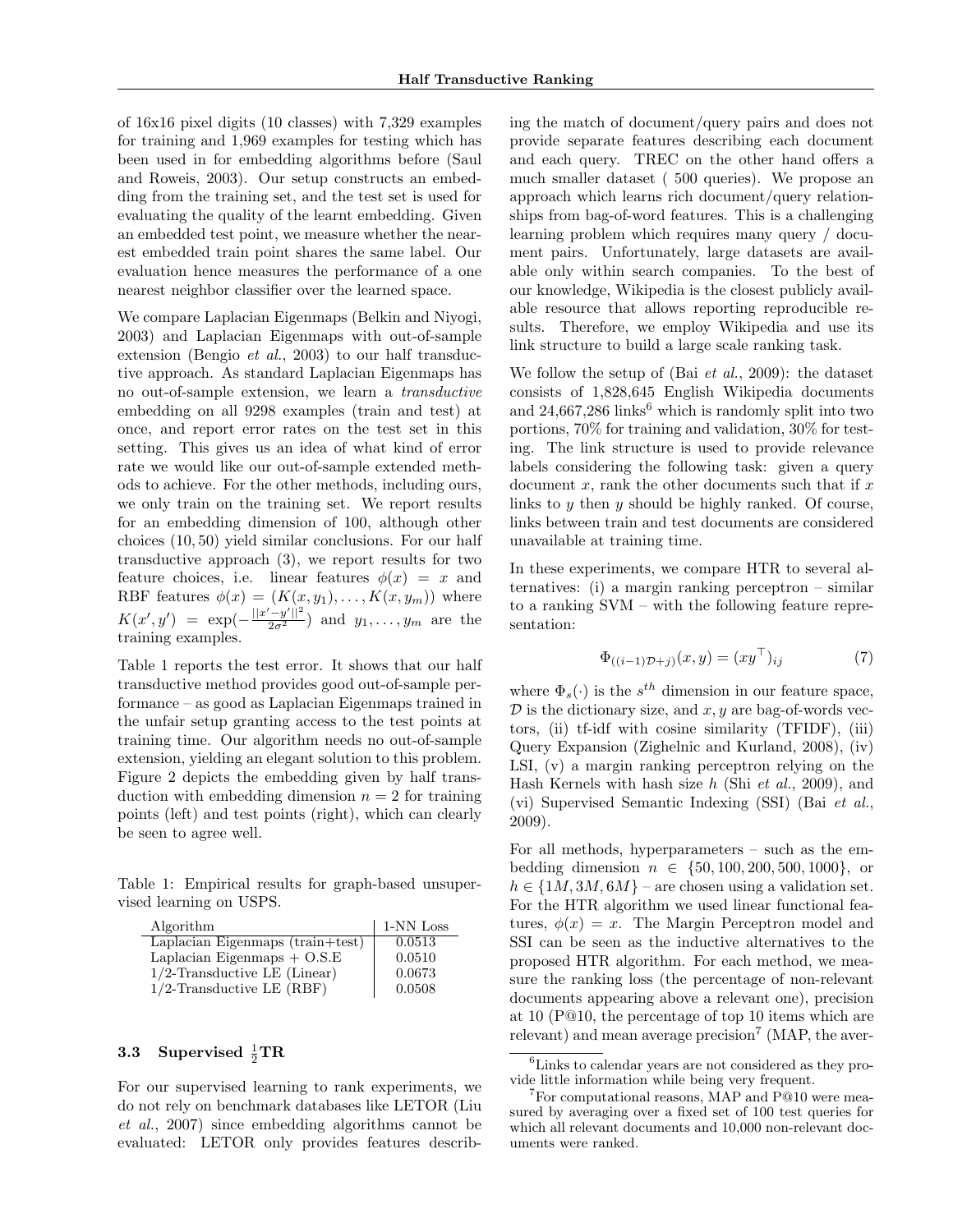of 16x16 pixel digits (10 classes) with 7,329 examples for training and 1,969 examples for testing which has been used in for embedding algorithms before (Saul and Roweis, 2003). Our setup constructs an embedding from the training set, and the test set is used for evaluating the quality of the learnt embedding. Given an embedded test point, we measure whether the nearest embedded train point shares the same label. Our evaluation hence measures the performance of a one nearest neighbor classifier over the learned space.

We compare Laplacian Eigenmaps (Belkin and Niyogi, 2003) and Laplacian Eigenmaps with out-of-sample extension (Bengio *et al.*, 2003) to our half transductive approach. As standard Laplacian Eigenmaps has no out-of-sample extension, we learn a *transductive* embedding on all 9298 examples (train and test) at once, and report error rates on the test set in this setting. This gives us an idea of what kind of error rate we would like our out-of-sample extended methods to achieve. For the other methods, including ours, we only train on the training set. We report results for an embedding dimension of 100, although other choices (10, 50) yield similar conclusions. For our half transductive approach (3), we report results for two feature choices, i.e. linear features $\phi(x) = x$ and RBF features $\phi(x) = (K(x, y_1), \ldots, K(x, y_m))$ where $K(x', y') = \exp(-\frac{||x'-y'||^2}{2\sigma^2})$ and $y_1, \ldots, y_m$ are the training examples.

Table 1 reports the test error. It shows that our half transductive method provides good out-of-sample performance – as good as Laplacian Eigenmaps trained in the unfair setup granting access to the test points at training time. Our algorithm needs no out-of-sample extension, yielding an elegant solution to this problem. Figure 2 depicts the embedding given by half transduction with embedding dimension $n = 2$ for training points (left) and test points (right), which can clearly be seen to agree well.

Table 1: Empirical results for graph-based unsupervised learning on USPS.

| Algorithm | 1-NN Loss |
|---|---|
| Laplacian Eigenmaps (train+test) | 0.0513 |
| Laplacian Eigenmaps + O.S.E | 0.0510 |
| 1/2-Transductive LE (Linear) | 0.0673 |
| 1/2-Transductive LE (RBF) | 0.0508 |

### 3.3 Supervised $\frac{1}{2}$TR

For our supervised learning to rank experiments, we do not rely on benchmark databases like LETOR (Liu *et al.*, 2007) since embedding algorithms cannot be evaluated: LETOR only provides features describing the match of document/query pairs and does not provide separate features describing each document and each query. TREC on the other hand offers a much smaller dataset ( 500 queries). We propose an approach which learns rich document/query relationships from bag-of-word features. This is a challenging learning problem which requires many query / document pairs. Unfortunately, large datasets are available only within search companies. To the best of our knowledge, Wikipedia is the closest publicly available resource that allows reporting reproducible results. Therefore, we employ Wikipedia and use its link structure to build a large scale ranking task.

We follow the setup of (Bai *et al.*, 2009): the dataset consists of 1,828,645 English Wikipedia documents and 24,667,286 links[6] which is randomly split into two portions, 70% for training and validation, 30% for testing. The link structure is used to provide relevance labels considering the following task: given a query document $x$, rank the other documents such that if $x$ links to $y$ then $y$ should be highly ranked. Of course, links between train and test documents are considered unavailable at training time.

In these experiments, we compare HTR to several alternatives: (i) a margin ranking perceptron – similar to a ranking SVM – with the following feature representation:

$$\Phi_{((i-1)\mathcal{D}+j)}(x, y) = (xy^\top)_{ij} \tag{7}$$

where $\Phi_s(\cdot)$ is the $s^{th}$ dimension in our feature space, $\mathcal{D}$ is the dictionary size, and $x, y$ are bag-of-words vectors, (ii) tf-idf with cosine similarity (TFIDF), (iii) Query Expansion (Zighelnic and Kurland, 2008), (iv) LSI, (v) a margin ranking perceptron relying on the Hash Kernels with hash size $h$ (Shi *et al.*, 2009), and (vi) Supervised Semantic Indexing (SSI) (Bai *et al.*, 2009).

For all methods, hyperparameters – such as the embedding dimension $n \in \{50, 100, 200, 500, 1000\}$, or $h \in \{1M, 3M, 6M\}$ – are chosen using a validation set. For the HTR algorithm we used linear functional features, $\phi(x) = x$. The Margin Perceptron model and SSI can be seen as the inductive alternatives to the proposed HTR algorithm. For each method, we measure the ranking loss (the percentage of non-relevant documents appearing above a relevant one), precision at 10 (P@10, the percentage of top 10 items which are relevant) and mean average precision[7] (MAP, the aver-

[6] Links to calendar years are not considered as they provide little information while being very frequent.

[7] For computational reasons, MAP and P@10 were measured by averaging over a fixed set of 100 test queries for which all relevant documents and 10,000 non-relevant documents were ranked.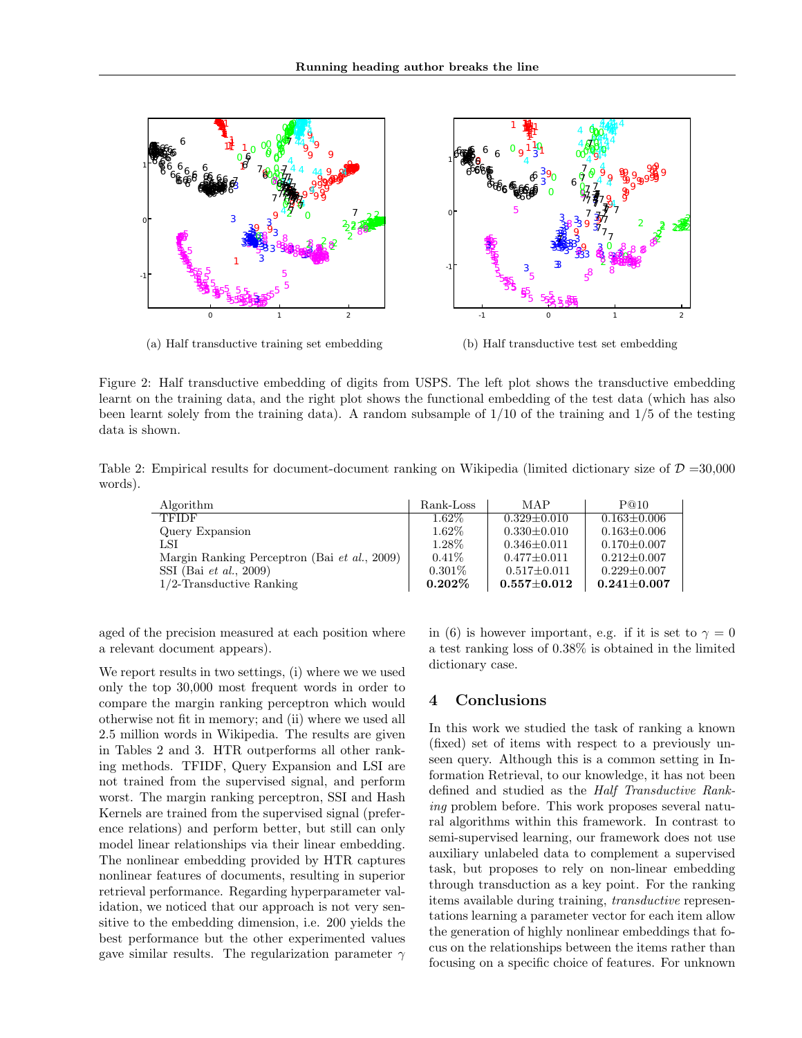(a) Half transductive training set embedding

(b) Half transductive test set embedding

Figure 2: Half transductive embedding of digits from USPS. The left plot shows the transductive embedding learnt on the training data, and the right plot shows the functional embedding of the test data (which has also been learnt solely from the training data). A random subsample of 1/10 of the training and 1/5 of the testing data is shown.

Table 2: Empirical results for document-document ranking on Wikipedia (limited dictionary size of $\mathcal{D}$ =30,000 words).

| Algorithm | Rank-Loss | MAP | P@10 |
|---|---|---|---|
| TFIDF | 1.62% | 0.329±0.010 | 0.163±0.006 |
| Query Expansion | 1.62% | 0.330±0.010 | 0.163±0.006 |
| LSI | 1.28% | 0.346±0.011 | 0.170±0.007 |
| Margin Ranking Perceptron (Bai *et al.*, 2009) | 0.41% | 0.477±0.011 | 0.212±0.007 |
| SSI (Bai *et al.*, 2009) | 0.301% | 0.517±0.011 | 0.229±0.007 |
| 1/2-Transductive Ranking | **0.202%** | **0.557±0.012** | **0.241±0.007** |

aged of the precision measured at each position where a relevant document appears).

We report results in two settings, (i) where we we used only the top 30,000 most frequent words in order to compare the margin ranking perceptron which would otherwise not fit in memory; and (ii) where we used all 2.5 million words in Wikipedia. The results are given in Tables 2 and 3. HTR outperforms all other ranking methods. TFIDF, Query Expansion and LSI are not trained from the supervised signal, and perform worst. The margin ranking perceptron, SSI and Hash Kernels are trained from the supervised signal (preference relations) and perform better, but still can only model linear relationships via their linear embedding. The nonlinear embedding provided by HTR captures nonlinear features of documents, resulting in superior retrieval performance. Regarding hyperparameter validation, we noticed that our approach is not very sensitive to the embedding dimension, i.e. 200 yields the best performance but the other experimented values gave similar results. The regularization parameter $\gamma$ in (6) is however important, e.g. if it is set to $\gamma = 0$ a test ranking loss of 0.38% is obtained in the limited dictionary case.

## 4 Conclusions

In this work we studied the task of ranking a known (fixed) set of items with respect to a previously unseen query. Although this is a common setting in Information Retrieval, to our knowledge, it has not been defined and studied as the *Half Transductive Ranking* problem before. This work proposes several natural algorithms within this framework. In contrast to semi-supervised learning, our framework does not use auxiliary unlabeled data to complement a supervised task, but proposes to rely on non-linear embedding through transduction as a key point. For the ranking items available during training, *transductive* representations learning a parameter vector for each item allow the generation of highly nonlinear embeddings that focus on the relationships between the items rather than focusing on a specific choice of features. For unknown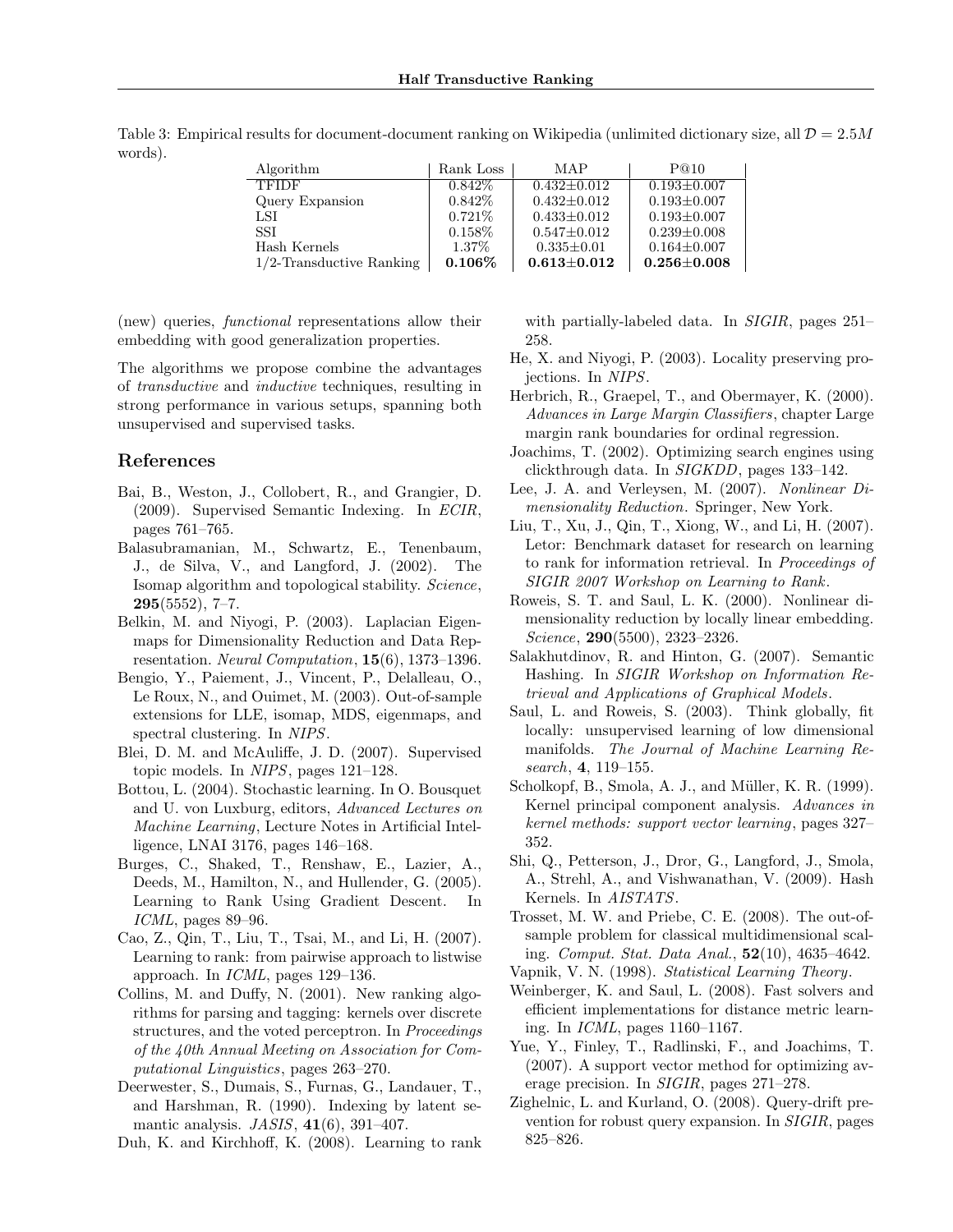Table 3: Empirical results for document-document ranking on Wikipedia (unlimited dictionary size, all $\mathcal{D} = 2.5M$ words).

| Algorithm | Rank Loss | MAP | P@10 |
|---|---|---|---|
| TFIDF | 0.842% | 0.432±0.012 | 0.193±0.007 |
| Query Expansion | 0.842% | 0.432±0.012 | 0.193±0.007 |
| LSI | 0.721% | 0.433±0.012 | 0.193±0.007 |
| SSI | 0.158% | 0.547±0.012 | 0.239±0.008 |
| Hash Kernels | 1.37% | 0.335±0.01 | 0.164±0.007 |
| 1/2-Transductive Ranking | **0.106%** | **0.613±0.012** | **0.256±0.008** |

(new) queries, *functional* representations allow their embedding with good generalization properties.

The algorithms we propose combine the advantages of *transductive* and *inductive* techniques, resulting in strong performance in various setups, spanning both unsupervised and supervised tasks.

## References

Bai, B., Weston, J., Collobert, R., and Grangier, D. (2009). Supervised Semantic Indexing. In *ECIR*, pages 761–765.

Balasubramanian, M., Schwartz, E., Tenenbaum, J., de Silva, V., and Langford, J. (2002). The Isomap algorithm and topological stability. *Science*, **295**(5552), 7–7.

Belkin, M. and Niyogi, P. (2003). Laplacian Eigenmaps for Dimensionality Reduction and Data Representation. *Neural Computation*, **15**(6), 1373–1396.

Bengio, Y., Paiement, J., Vincent, P., Delalleau, O., Le Roux, N., and Ouimet, M. (2003). Out-of-sample extensions for LLE, isomap, MDS, eigenmaps, and spectral clustering. In *NIPS*.

Blei, D. M. and McAuliffe, J. D. (2007). Supervised topic models. In *NIPS*, pages 121–128.

Bottou, L. (2004). Stochastic learning. In O. Bousquet and U. von Luxburg, editors, *Advanced Lectures on Machine Learning*, Lecture Notes in Artificial Intelligence, LNAI 3176, pages 146–168.

Burges, C., Shaked, T., Renshaw, E., Lazier, A., Deeds, M., Hamilton, N., and Hullender, G. (2005). Learning to Rank Using Gradient Descent. In *ICML*, pages 89–96.

Cao, Z., Qin, T., Liu, T., Tsai, M., and Li, H. (2007). Learning to rank: from pairwise approach to listwise approach. In *ICML*, pages 129–136.

Collins, M. and Duffy, N. (2001). New ranking algorithms for parsing and tagging: kernels over discrete structures, and the voted perceptron. In *Proceedings of the 40th Annual Meeting on Association for Computational Linguistics*, pages 263–270.

Deerwester, S., Dumais, S., Furnas, G., Landauer, T., and Harshman, R. (1990). Indexing by latent semantic analysis. *JASIS*, **41**(6), 391–407.

Duh, K. and Kirchhoff, K. (2008). Learning to rank with partially-labeled data. In *SIGIR*, pages 251–258.

He, X. and Niyogi, P. (2003). Locality preserving projections. In *NIPS*.

Herbrich, R., Graepel, T., and Obermayer, K. (2000). *Advances in Large Margin Classifiers*, chapter Large margin rank boundaries for ordinal regression.

Joachims, T. (2002). Optimizing search engines using clickthrough data. In *SIGKDD*, pages 133–142.

Lee, J. A. and Verleysen, M. (2007). *Nonlinear Dimensionality Reduction*. Springer, New York.

Liu, T., Xu, J., Qin, T., Xiong, W., and Li, H. (2007). Letor: Benchmark dataset for research on learning to rank for information retrieval. In *Proceedings of SIGIR 2007 Workshop on Learning to Rank*.

Roweis, S. T. and Saul, L. K. (2000). Nonlinear dimensionality reduction by locally linear embedding. *Science*, **290**(5500), 2323–2326.

Salakhutdinov, R. and Hinton, G. (2007). Semantic Hashing. In *SIGIR Workshop on Information Retrieval and Applications of Graphical Models*.

Saul, L. and Roweis, S. (2003). Think globally, fit locally: unsupervised learning of low dimensional manifolds. *The Journal of Machine Learning Research*, **4**, 119–155.

Scholkopf, B., Smola, A. J., and Müller, K. R. (1999). Kernel principal component analysis. *Advances in kernel methods: support vector learning*, pages 327–352.

Shi, Q., Petterson, J., Dror, G., Langford, J., Smola, A., Strehl, A., and Vishwanathan, V. (2009). Hash Kernels. In *AISTATS*.

Trosset, M. W. and Priebe, C. E. (2008). The out-of-sample problem for classical multidimensional scaling. *Comput. Stat. Data Anal.*, **52**(10), 4635–4642.

Vapnik, V. N. (1998). *Statistical Learning Theory*.

Weinberger, K. and Saul, L. (2008). Fast solvers and efficient implementations for distance metric learning. In *ICML*, pages 1160–1167.

Yue, Y., Finley, T., Radlinski, F., and Joachims, T. (2007). A support vector method for optimizing average precision. In *SIGIR*, pages 271–278.

Zighelnic, L. and Kurland, O. (2008). Query-drift prevention for robust query expansion. In *SIGIR*, pages 825–826.